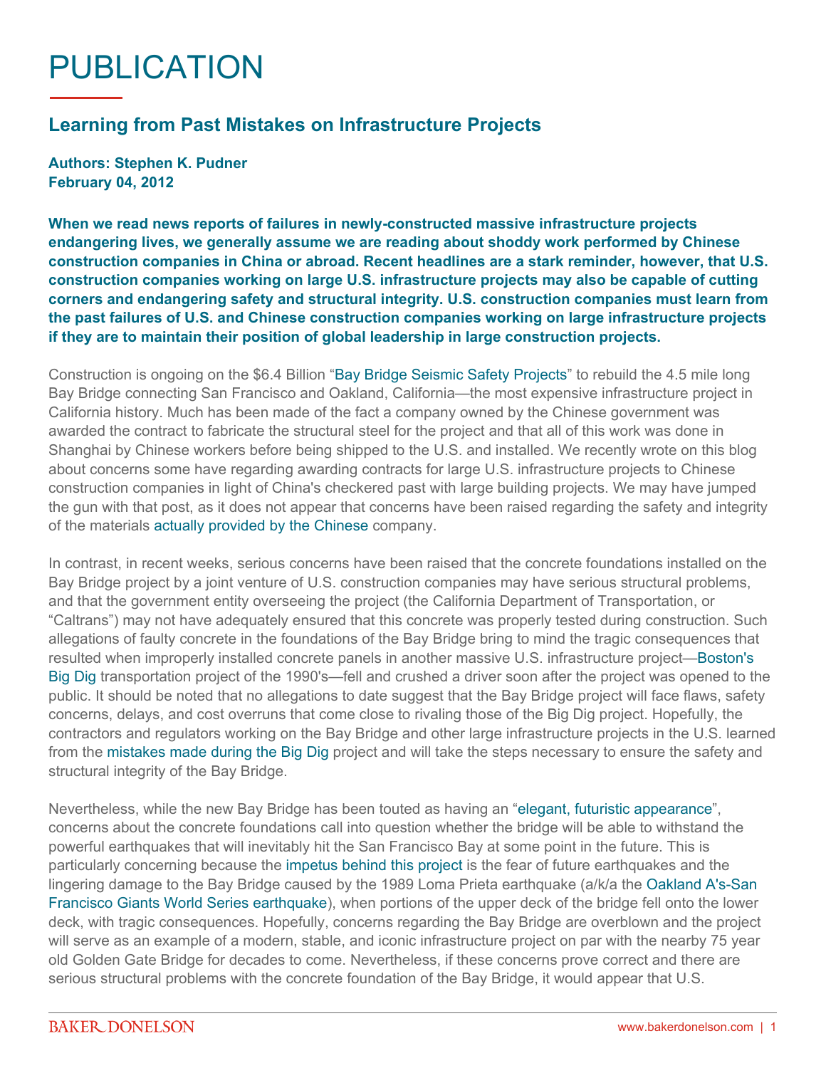# PUBLICATION

## Learning from Past Mistakes on Infrastructure Projects

**Authors: Stephen K. Pudner**
**February 04, 2012**

**When we read news reports of failures in newly-constructed massive infrastructure projects endangering lives, we generally assume we are reading about shoddy work performed by Chinese construction companies in China or abroad. Recent headlines are a stark reminder, however, that U.S. construction companies working on large U.S. infrastructure projects may also be capable of cutting corners and endangering safety and structural integrity. U.S. construction companies must learn from the past failures of U.S. and Chinese construction companies working on large infrastructure projects if they are to maintain their position of global leadership in large construction projects.**

Construction is ongoing on the $6.4 Billion "Bay Bridge Seismic Safety Projects" to rebuild the 4.5 mile long Bay Bridge connecting San Francisco and Oakland, California—the most expensive infrastructure project in California history. Much has been made of the fact a company owned by the Chinese government was awarded the contract to fabricate the structural steel for the project and that all of this work was done in Shanghai by Chinese workers before being shipped to the U.S. and installed. We recently wrote on this blog about concerns some have regarding awarding contracts for large U.S. infrastructure projects to Chinese construction companies in light of China's checkered past with large building projects. We may have jumped the gun with that post, as it does not appear that concerns have been raised regarding the safety and integrity of the materials actually provided by the Chinese company.

In contrast, in recent weeks, serious concerns have been raised that the concrete foundations installed on the Bay Bridge project by a joint venture of U.S. construction companies may have serious structural problems, and that the government entity overseeing the project (the California Department of Transportation, or "Caltrans") may not have adequately ensured that this concrete was properly tested during construction. Such allegations of faulty concrete in the foundations of the Bay Bridge bring to mind the tragic consequences that resulted when improperly installed concrete panels in another massive U.S. infrastructure project—Boston's Big Dig transportation project of the 1990's—fell and crushed a driver soon after the project was opened to the public. It should be noted that no allegations to date suggest that the Bay Bridge project will face flaws, safety concerns, delays, and cost overruns that come close to rivaling those of the Big Dig project. Hopefully, the contractors and regulators working on the Bay Bridge and other large infrastructure projects in the U.S. learned from the mistakes made during the Big Dig project and will take the steps necessary to ensure the safety and structural integrity of the Bay Bridge.

Nevertheless, while the new Bay Bridge has been touted as having an "elegant, futuristic appearance", concerns about the concrete foundations call into question whether the bridge will be able to withstand the powerful earthquakes that will inevitably hit the San Francisco Bay at some point in the future. This is particularly concerning because the impetus behind this project is the fear of future earthquakes and the lingering damage to the Bay Bridge caused by the 1989 Loma Prieta earthquake (a/k/a the Oakland A's-San Francisco Giants World Series earthquake), when portions of the upper deck of the bridge fell onto the lower deck, with tragic consequences. Hopefully, concerns regarding the Bay Bridge are overblown and the project will serve as an example of a modern, stable, and iconic infrastructure project on par with the nearby 75 year old Golden Gate Bridge for decades to come. Nevertheless, if these concerns prove correct and there are serious structural problems with the concrete foundation of the Bay Bridge, it would appear that U.S.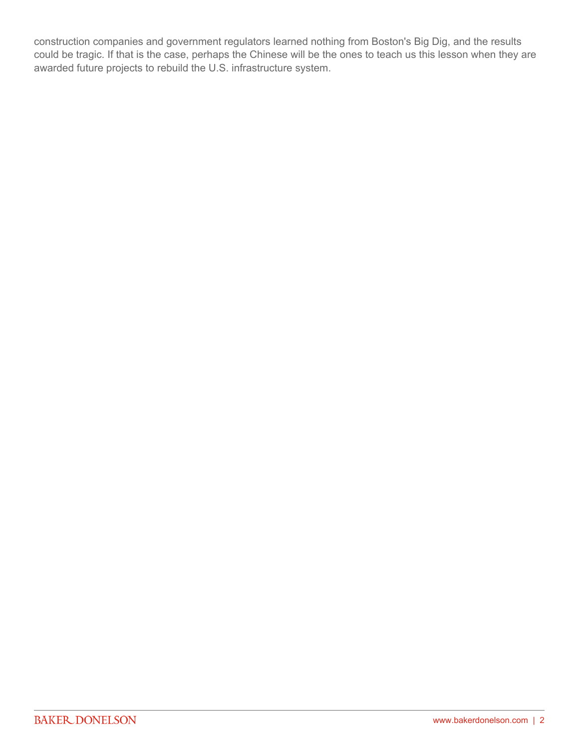construction companies and government regulators learned nothing from Boston's Big Dig, and the results could be tragic. If that is the case, perhaps the Chinese will be the ones to teach us this lesson when they are awarded future projects to rebuild the U.S. infrastructure system.